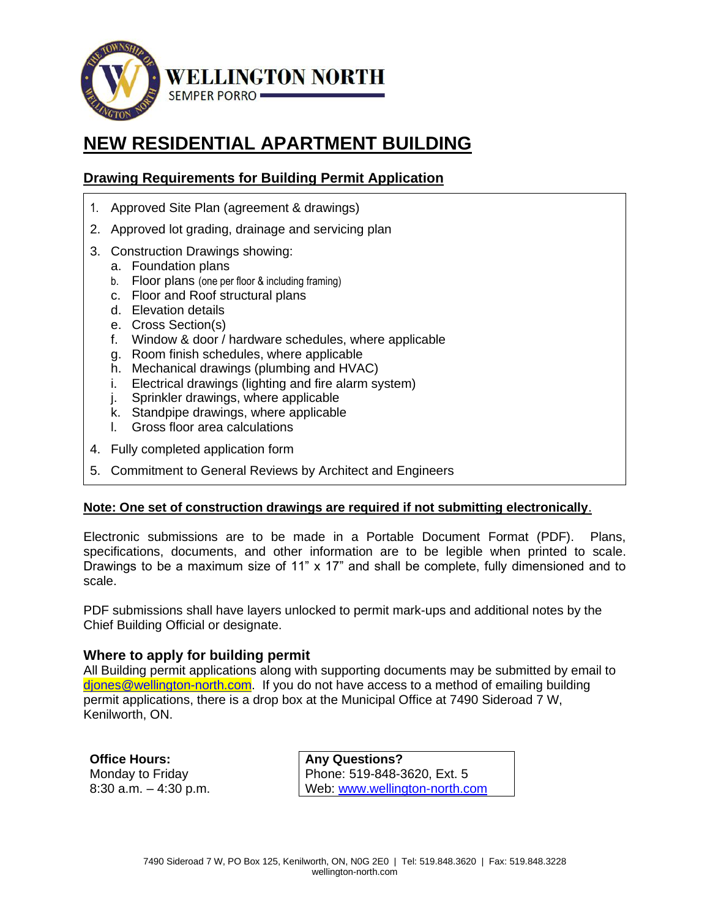**WELLINGTON NORTH**
SEMPER PORRO

# NEW RESIDENTIAL APARTMENT BUILDING

## Drawing Requirements for Building Permit Application

1. Approved Site Plan (agreement & drawings)
2. Approved lot grading, drainage and servicing plan
3. Construction Drawings showing:
   a. Foundation plans
   b. Floor plans (one per floor & including framing)
   c. Floor and Roof structural plans
   d. Elevation details
   e. Cross Section(s)
   f. Window & door / hardware schedules, where applicable
   g. Room finish schedules, where applicable
   h. Mechanical drawings (plumbing and HVAC)
   i. Electrical drawings (lighting and fire alarm system)
   j. Sprinkler drawings, where applicable
   k. Standpipe drawings, where applicable
   l. Gross floor area calculations
4. Fully completed application form
5. Commitment to General Reviews by Architect and Engineers

**Note: One set of construction drawings are required if not submitting electronically.**

Electronic submissions are to be made in a Portable Document Format (PDF). Plans, specifications, documents, and other information are to be legible when printed to scale. Drawings to be a maximum size of 11" x 17" and shall be complete, fully dimensioned and to scale.

PDF submissions shall have layers unlocked to permit mark-ups and additional notes by the Chief Building Official or designate.

### Where to apply for building permit

All Building permit applications along with supporting documents may be submitted by email to djones@wellington-north.com. If you do not have access to a method of emailing building permit applications, there is a drop box at the Municipal Office at 7490 Sideroad 7 W, Kenilworth, ON.

**Office Hours:**
Monday to Friday
8:30 a.m. – 4:30 p.m.

**Any Questions?**
Phone: 519-848-3620, Ext. 5
Web: www.wellington-north.com

7490 Sideroad 7 W, PO Box 125, Kenilworth, ON, N0G 2E0 | Tel: 519.848.3620 | Fax: 519.848.3228
wellington-north.com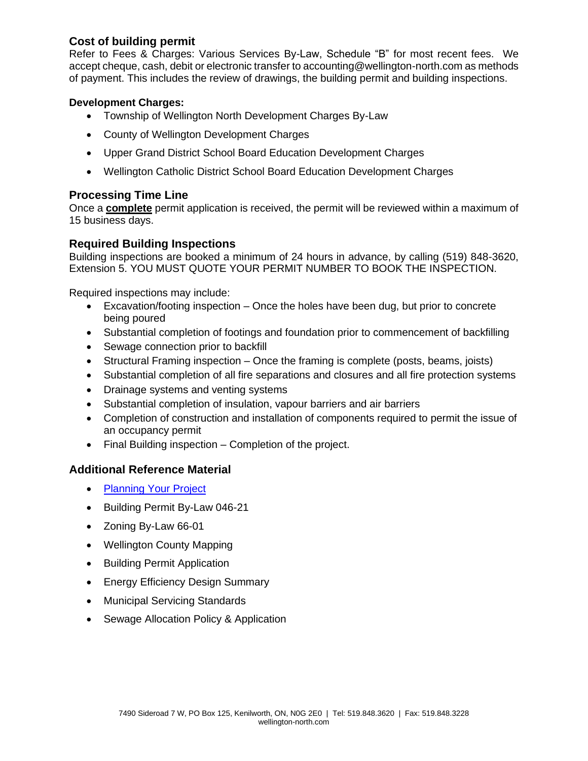## Cost of building permit

Refer to Fees & Charges: Various Services By-Law, Schedule "B" for most recent fees. We accept cheque, cash, debit or electronic transfer to accounting@wellington-north.com as methods of payment. This includes the review of drawings, the building permit and building inspections.

**Development Charges:**

- Township of Wellington North Development Charges By-Law
- County of Wellington Development Charges
- Upper Grand District School Board Education Development Charges
- Wellington Catholic District School Board Education Development Charges

## Processing Time Line

Once a **complete** permit application is received, the permit will be reviewed within a maximum of 15 business days.

## Required Building Inspections

Building inspections are booked a minimum of 24 hours in advance, by calling (519) 848-3620, Extension 5. YOU MUST QUOTE YOUR PERMIT NUMBER TO BOOK THE INSPECTION.

Required inspections may include:

- Excavation/footing inspection – Once the holes have been dug, but prior to concrete being poured
- Substantial completion of footings and foundation prior to commencement of backfilling
- Sewage connection prior to backfill
- Structural Framing inspection – Once the framing is complete (posts, beams, joists)
- Substantial completion of all fire separations and closures and all fire protection systems
- Drainage systems and venting systems
- Substantial completion of insulation, vapour barriers and air barriers
- Completion of construction and installation of components required to permit the issue of an occupancy permit
- Final Building inspection – Completion of the project.

## Additional Reference Material

- Planning Your Project
- Building Permit By-Law 046-21
- Zoning By-Law 66-01
- Wellington County Mapping
- Building Permit Application
- Energy Efficiency Design Summary
- Municipal Servicing Standards
- Sewage Allocation Policy & Application